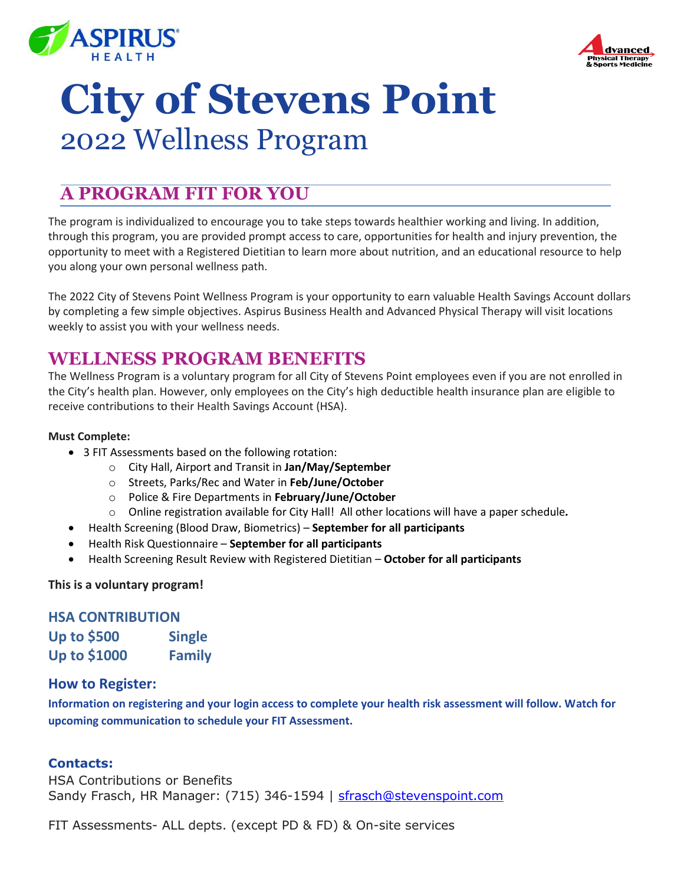# City of Stevens Point

## 2022 Wellness Program

## A PROGRAM FIT FOR YOU

The program is individualized to encourage you to take steps towards healthier working and living. In addition, through this program, you are provided prompt access to care, opportunities for health and injury prevention, the opportunity to meet with a Registered Dietitian to learn more about nutrition, and an educational resource to help you along your own personal wellness path.

The 2022 City of Stevens Point Wellness Program is your opportunity to earn valuable Health Savings Account dollars by completing a few simple objectives. Aspirus Business Health and Advanced Physical Therapy will visit locations weekly to assist you with your wellness needs.

## WELLNESS PROGRAM BENEFITS

The Wellness Program is a voluntary program for all City of Stevens Point employees even if you are not enrolled in the City's health plan. However, only employees on the City's high deductible health insurance plan are eligible to receive contributions to their Health Savings Account (HSA).

**Must Complete:**

- 3 FIT Assessments based on the following rotation:
  - City Hall, Airport and Transit in **Jan/May/September**
  - Streets, Parks/Rec and Water in **Feb/June/October**
  - Police & Fire Departments in **February/June/October**
  - Online registration available for City Hall! All other locations will have a paper schedule***.***
- Health Screening (Blood Draw, Biometrics) – **September for all participants**
- Health Risk Questionnaire – **September for all participants**
- Health Screening Result Review with Registered Dietitian – **October for all participants**

**This is a voluntary program!**

### HSA CONTRIBUTION

**Up to $500** **Single**
**Up to $1000** **Family**

### How to Register:

**Information on registering and your login access to complete your health risk assessment will follow. Watch for upcoming communication to schedule your FIT Assessment.**

### Contacts:

HSA Contributions or Benefits
Sandy Frasch, HR Manager: (715) 346-1594 | sfrasch@stevenspoint.com

FIT Assessments- ALL depts. (except PD & FD) & On-site services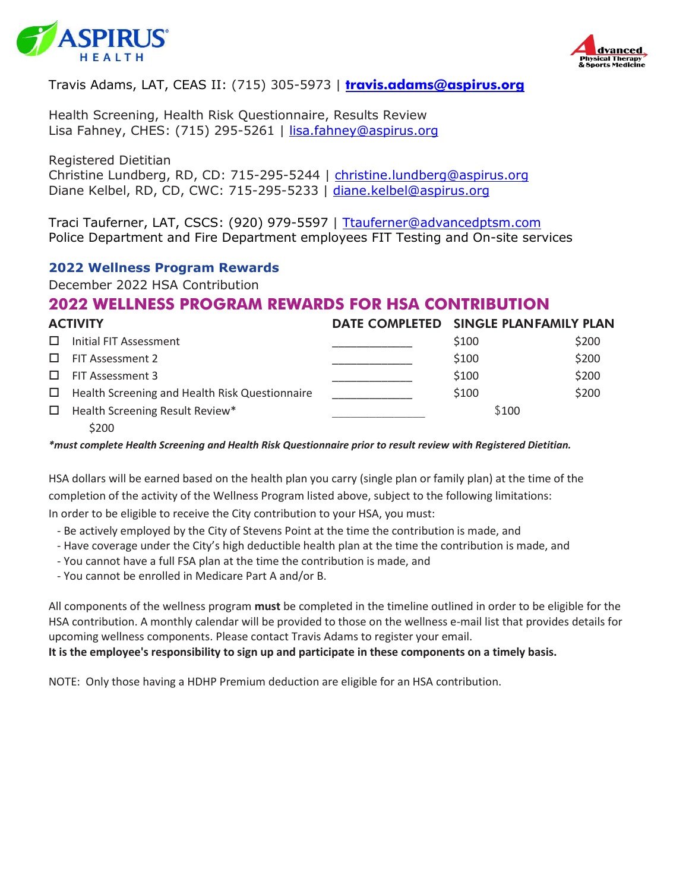Travis Adams, LAT, CEAS II: (715) 305-5973 | **travis.adams@aspirus.org**

Health Screening, Health Risk Questionnaire, Results Review
Lisa Fahney, CHES: (715) 295-5261 | lisa.fahney@aspirus.org

Registered Dietitian
Christine Lundberg, RD, CD: 715-295-5244 | christine.lundberg@aspirus.org
Diane Kelbel, RD, CD, CWC: 715-295-5233 | diane.kelbel@aspirus.org

Traci Tauferner, LAT, CSCS: (920) 979-5597 | Ttauferner@advancedptsm.com
Police Department and Fire Department employees FIT Testing and On-site services

### 2022 Wellness Program Rewards

December 2022 HSA Contribution

## 2022 WELLNESS PROGRAM REWARDS FOR HSA CONTRIBUTION

| ACTIVITY | DATE COMPLETED | SINGLE PLAN | FAMILY PLAN |
|---|---|---|---|
| ☐ Initial FIT Assessment | ____________ | $100 | $200 |
| ☐ FIT Assessment 2 | ____________ | $100 | $200 |
| ☐ FIT Assessment 3 | ____________ | $100 | $200 |
| ☐ Health Screening and Health Risk Questionnaire | ____________ | $100 | $200 |
| ☐ Health Screening Result Review* | ______________ | $100 | $200 |

***must complete Health Screening and Health Risk Questionnaire prior to result review with Registered Dietitian.***

HSA dollars will be earned based on the health plan you carry (single plan or family plan) at the time of the completion of the activity of the Wellness Program listed above, subject to the following limitations:
In order to be eligible to receive the City contribution to your HSA, you must:

- Be actively employed by the City of Stevens Point at the time the contribution is made, and
- Have coverage under the City's high deductible health plan at the time the contribution is made, and
- You cannot have a full FSA plan at the time the contribution is made, and
- You cannot be enrolled in Medicare Part A and/or B.

All components of the wellness program **must** be completed in the timeline outlined in order to be eligible for the HSA contribution. A monthly calendar will be provided to those on the wellness e-mail list that provides details for upcoming wellness components. Please contact Travis Adams to register your email.
**It is the employee's responsibility to sign up and participate in these components on a timely basis.**

NOTE: Only those having a HDHP Premium deduction are eligible for an HSA contribution.